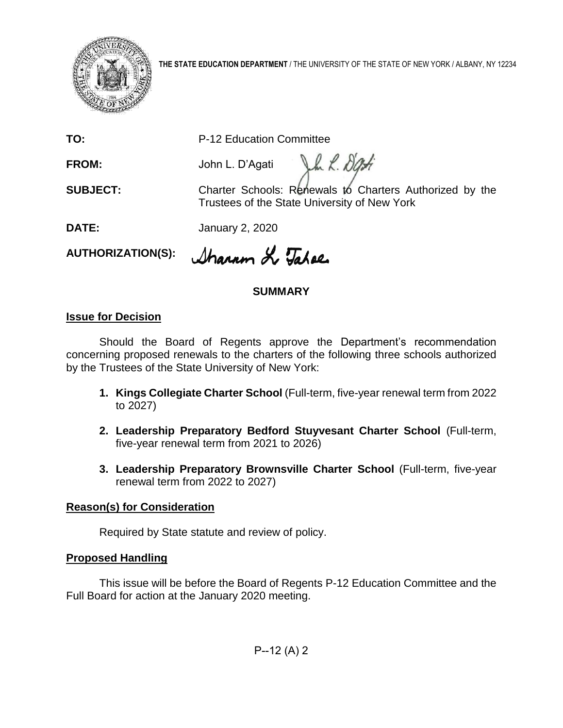**THE STATE EDUCATION DEPARTMENT** / THE UNIVERSITY OF THE STATE OF NEW YORK / ALBANY, NY 12234

**TO:** P-12 Education Committee

**FROM:** John L. D'Agati

**SUBJECT:** Charter Schools: Renewals to Charters Authorized by the Trustees of the State University of New York

**DATE:** January 2, 2020

**AUTHORIZATION(S):**

## SUMMARY

### Issue for Decision

Should the Board of Regents approve the Department's recommendation concerning proposed renewals to the charters of the following three schools authorized by the Trustees of the State University of New York:

1. **Kings Collegiate Charter School** (Full-term, five-year renewal term from 2022 to 2027)
2. **Leadership Preparatory Bedford Stuyvesant Charter School** (Full-term, five-year renewal term from 2021 to 2026)
3. **Leadership Preparatory Brownsville Charter School** (Full-term, five-year renewal term from 2022 to 2027)

### Reason(s) for Consideration

Required by State statute and review of policy.

### Proposed Handling

This issue will be before the Board of Regents P-12 Education Committee and the Full Board for action at the January 2020 meeting.

P--12 (A) 2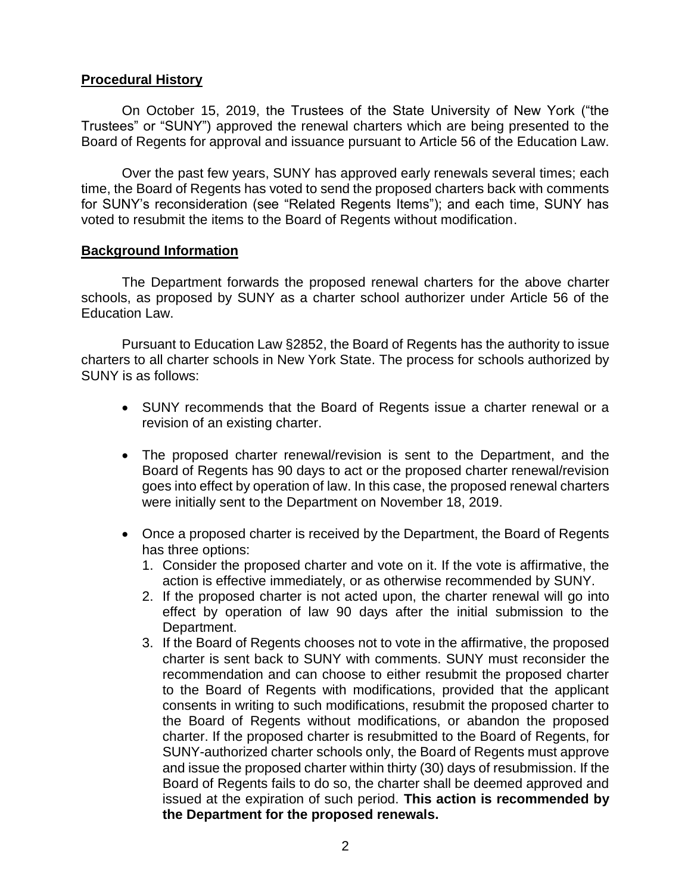## Procedural History

On October 15, 2019, the Trustees of the State University of New York ("the Trustees" or "SUNY") approved the renewal charters which are being presented to the Board of Regents for approval and issuance pursuant to Article 56 of the Education Law.

Over the past few years, SUNY has approved early renewals several times; each time, the Board of Regents has voted to send the proposed charters back with comments for SUNY's reconsideration (see "Related Regents Items"); and each time, SUNY has voted to resubmit the items to the Board of Regents without modification.

## Background Information

The Department forwards the proposed renewal charters for the above charter schools, as proposed by SUNY as a charter school authorizer under Article 56 of the Education Law.

Pursuant to Education Law §2852, the Board of Regents has the authority to issue charters to all charter schools in New York State. The process for schools authorized by SUNY is as follows:

- SUNY recommends that the Board of Regents issue a charter renewal or a revision of an existing charter.
- The proposed charter renewal/revision is sent to the Department, and the Board of Regents has 90 days to act or the proposed charter renewal/revision goes into effect by operation of law. In this case, the proposed renewal charters were initially sent to the Department on November 18, 2019.
- Once a proposed charter is received by the Department, the Board of Regents has three options:
  1. Consider the proposed charter and vote on it. If the vote is affirmative, the action is effective immediately, or as otherwise recommended by SUNY.
  2. If the proposed charter is not acted upon, the charter renewal will go into effect by operation of law 90 days after the initial submission to the Department.
  3. If the Board of Regents chooses not to vote in the affirmative, the proposed charter is sent back to SUNY with comments. SUNY must reconsider the recommendation and can choose to either resubmit the proposed charter to the Board of Regents with modifications, provided that the applicant consents in writing to such modifications, resubmit the proposed charter to the Board of Regents without modifications, or abandon the proposed charter. If the proposed charter is resubmitted to the Board of Regents, for SUNY-authorized charter schools only, the Board of Regents must approve and issue the proposed charter within thirty (30) days of resubmission. If the Board of Regents fails to do so, the charter shall be deemed approved and issued at the expiration of such period. **This action is recommended by the Department for the proposed renewals.**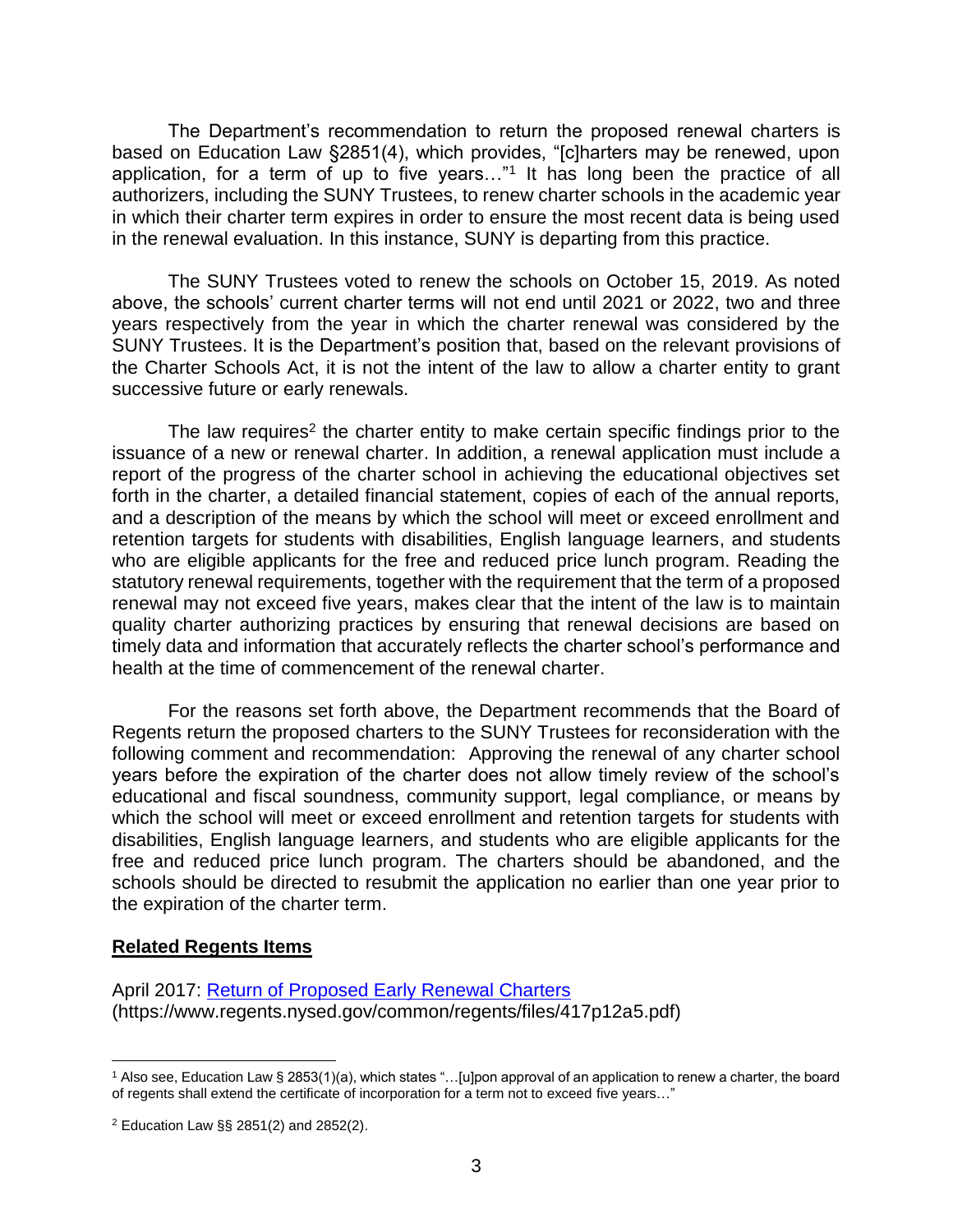The Department's recommendation to return the proposed renewal charters is based on Education Law §2851(4), which provides, "[c]harters may be renewed, upon application, for a term of up to five years…"[1] It has long been the practice of all authorizers, including the SUNY Trustees, to renew charter schools in the academic year in which their charter term expires in order to ensure the most recent data is being used in the renewal evaluation. In this instance, SUNY is departing from this practice.

The SUNY Trustees voted to renew the schools on October 15, 2019. As noted above, the schools' current charter terms will not end until 2021 or 2022, two and three years respectively from the year in which the charter renewal was considered by the SUNY Trustees. It is the Department's position that, based on the relevant provisions of the Charter Schools Act, it is not the intent of the law to allow a charter entity to grant successive future or early renewals.

The law requires[2] the charter entity to make certain specific findings prior to the issuance of a new or renewal charter. In addition, a renewal application must include a report of the progress of the charter school in achieving the educational objectives set forth in the charter, a detailed financial statement, copies of each of the annual reports, and a description of the means by which the school will meet or exceed enrollment and retention targets for students with disabilities, English language learners, and students who are eligible applicants for the free and reduced price lunch program. Reading the statutory renewal requirements, together with the requirement that the term of a proposed renewal may not exceed five years, makes clear that the intent of the law is to maintain quality charter authorizing practices by ensuring that renewal decisions are based on timely data and information that accurately reflects the charter school's performance and health at the time of commencement of the renewal charter.

For the reasons set forth above, the Department recommends that the Board of Regents return the proposed charters to the SUNY Trustees for reconsideration with the following comment and recommendation: Approving the renewal of any charter school years before the expiration of the charter does not allow timely review of the school's educational and fiscal soundness, community support, legal compliance, or means by which the school will meet or exceed enrollment and retention targets for students with disabilities, English language learners, and students who are eligible applicants for the free and reduced price lunch program. The charters should be abandoned, and the schools should be directed to resubmit the application no earlier than one year prior to the expiration of the charter term.

## **Related Regents Items**

April 2017: [Return of Proposed Early Renewal Charters](https://www.regents.nysed.gov/common/regents/files/417p12a5.pdf)
(https://www.regents.nysed.gov/common/regents/files/417p12a5.pdf)

---

[1] Also see, Education Law § 2853(1)(a), which states "…[u]pon approval of an application to renew a charter, the board of regents shall extend the certificate of incorporation for a term not to exceed five years…"

[2] Education Law §§ 2851(2) and 2852(2).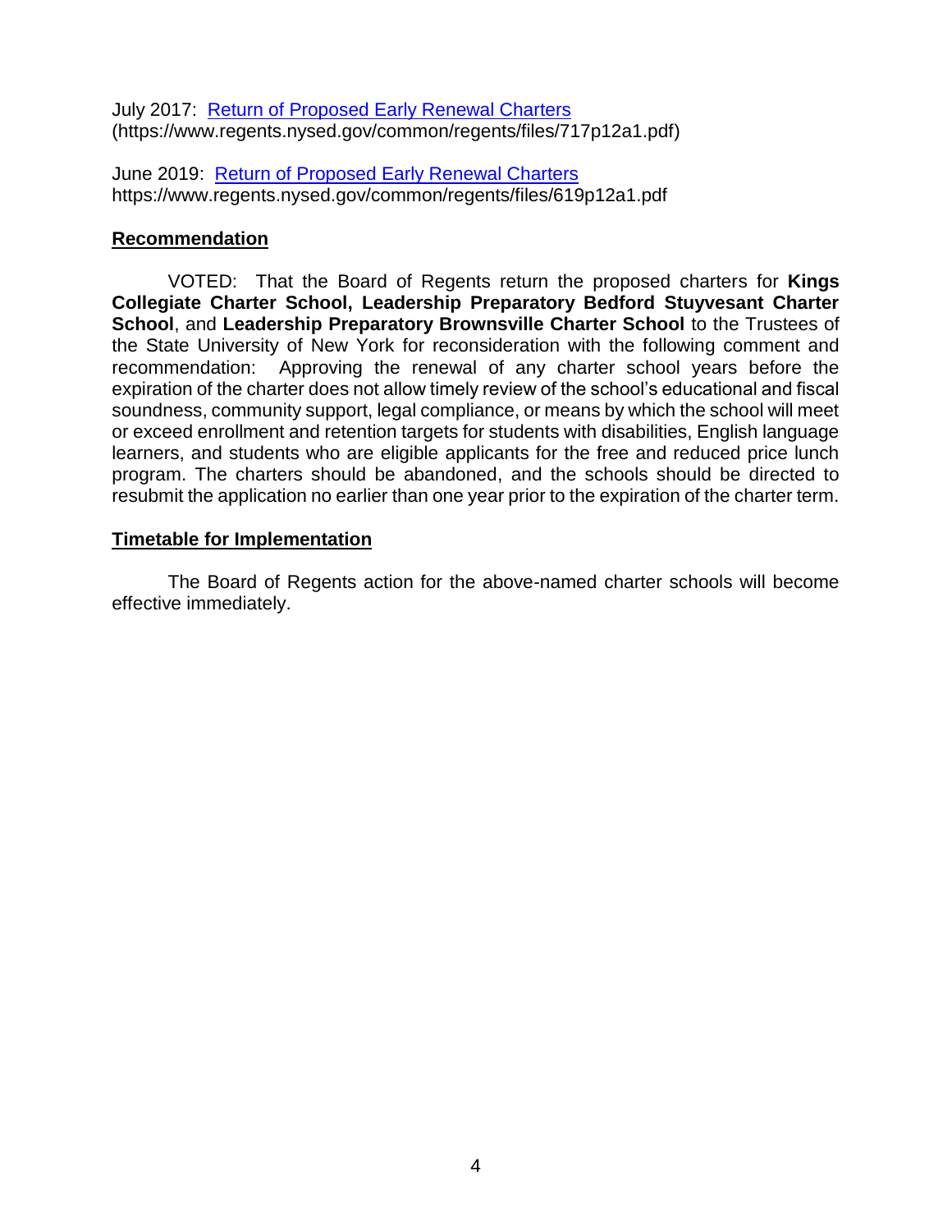July 2017: [Return of Proposed Early Renewal Charters](https://www.regents.nysed.gov/common/regents/files/717p12a1.pdf) (https://www.regents.nysed.gov/common/regents/files/717p12a1.pdf)

June 2019: [Return of Proposed Early Renewal Charters](https://www.regents.nysed.gov/common/regents/files/619p12a1.pdf) https://www.regents.nysed.gov/common/regents/files/619p12a1.pdf

## Recommendation

VOTED: That the Board of Regents return the proposed charters for **Kings Collegiate Charter School, Leadership Preparatory Bedford Stuyvesant Charter School**, and **Leadership Preparatory Brownsville Charter School** to the Trustees of the State University of New York for reconsideration with the following comment and recommendation: Approving the renewal of any charter school years before the expiration of the charter does not allow timely review of the school's educational and fiscal soundness, community support, legal compliance, or means by which the school will meet or exceed enrollment and retention targets for students with disabilities, English language learners, and students who are eligible applicants for the free and reduced price lunch program. The charters should be abandoned, and the schools should be directed to resubmit the application no earlier than one year prior to the expiration of the charter term.

## Timetable for Implementation

The Board of Regents action for the above-named charter schools will become effective immediately.